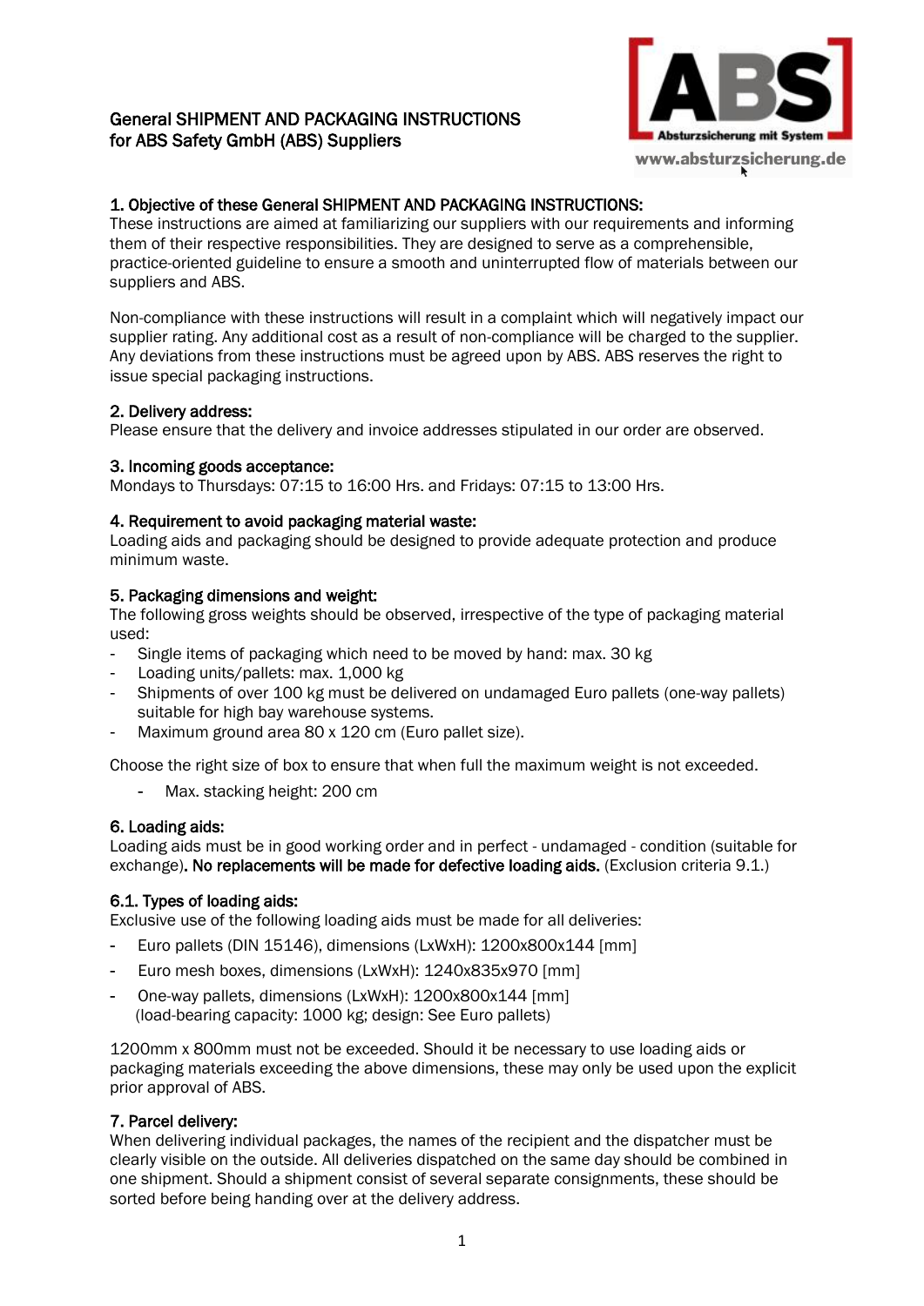# General SHIPMENT AND PACKAGING INSTRUCTIONS for ABS Safety GmbH (ABS) Suppliers

## 1. Objective of these General SHIPMENT AND PACKAGING INSTRUCTIONS:

These instructions are aimed at familiarizing our suppliers with our requirements and informing them of their respective responsibilities. They are designed to serve as a comprehensible, practice-oriented guideline to ensure a smooth and uninterrupted flow of materials between our suppliers and ABS.

Non-compliance with these instructions will result in a complaint which will negatively impact our supplier rating. Any additional cost as a result of non-compliance will be charged to the supplier. Any deviations from these instructions must be agreed upon by ABS. ABS reserves the right to issue special packaging instructions.

## 2. Delivery address:

Please ensure that the delivery and invoice addresses stipulated in our order are observed.

## 3. Incoming goods acceptance:

Mondays to Thursdays: 07:15 to 16:00 Hrs. and Fridays: 07:15 to 13:00 Hrs.

## 4. Requirement to avoid packaging material waste:

Loading aids and packaging should be designed to provide adequate protection and produce minimum waste.

## 5. Packaging dimensions and weight:

The following gross weights should be observed, irrespective of the type of packaging material used:

- Single items of packaging which need to be moved by hand: max. 30 kg
- Loading units/pallets: max. 1,000 kg
- Shipments of over 100 kg must be delivered on undamaged Euro pallets (one-way pallets) suitable for high bay warehouse systems.
- Maximum ground area 80 x 120 cm (Euro pallet size).

Choose the right size of box to ensure that when full the maximum weight is not exceeded.

- Max. stacking height: 200 cm

## 6. Loading aids:

Loading aids must be in good working order and in perfect - undamaged - condition (suitable for exchange)**. No replacements will be made for defective loading aids.** (Exclusion criteria 9.1.)

## 6.1. Types of loading aids:

Exclusive use of the following loading aids must be made for all deliveries:

- Euro pallets (DIN 15146), dimensions (LxWxH): 1200x800x144 [mm]
- Euro mesh boxes, dimensions (LxWxH): 1240x835x970 [mm]
- One-way pallets, dimensions (LxWxH): 1200x800x144 [mm]
  (load-bearing capacity: 1000 kg; design: See Euro pallets)

1200mm x 800mm must not be exceeded. Should it be necessary to use loading aids or packaging materials exceeding the above dimensions, these may only be used upon the explicit prior approval of ABS.

## 7. Parcel delivery:

When delivering individual packages, the names of the recipient and the dispatcher must be clearly visible on the outside. All deliveries dispatched on the same day should be combined in one shipment. Should a shipment consist of several separate consignments, these should be sorted before being handing over at the delivery address.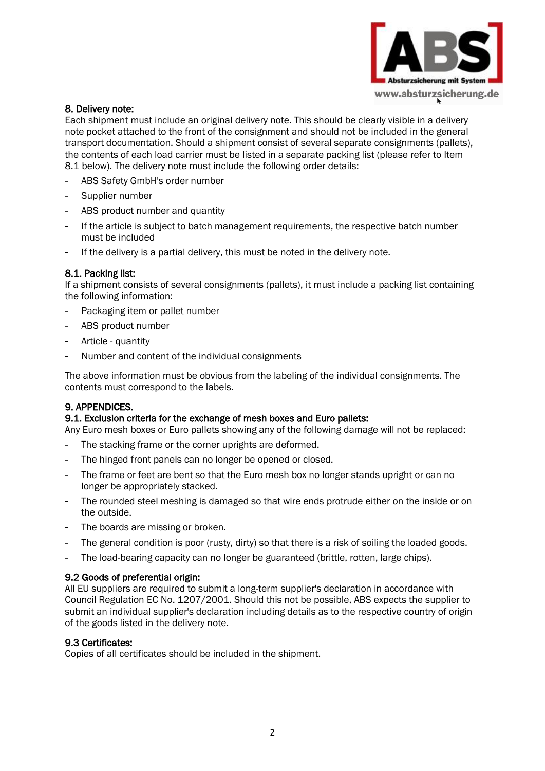## 8. Delivery note:

Each shipment must include an original delivery note. This should be clearly visible in a delivery note pocket attached to the front of the consignment and should not be included in the general transport documentation. Should a shipment consist of several separate consignments (pallets), the contents of each load carrier must be listed in a separate packing list (please refer to Item 8.1 below). The delivery note must include the following order details:

- ABS Safety GmbH's order number
- Supplier number
- ABS product number and quantity
- If the article is subject to batch management requirements, the respective batch number must be included
- If the delivery is a partial delivery, this must be noted in the delivery note.

### 8.1. Packing list:

If a shipment consists of several consignments (pallets), it must include a packing list containing the following information:

- Packaging item or pallet number
- ABS product number
- Article - quantity
- Number and content of the individual consignments

The above information must be obvious from the labeling of the individual consignments. The contents must correspond to the labels.

## 9. APPENDICES.

### 9.1. Exclusion criteria for the exchange of mesh boxes and Euro pallets:

Any Euro mesh boxes or Euro pallets showing any of the following damage will not be replaced:

- The stacking frame or the corner uprights are deformed.
- The hinged front panels can no longer be opened or closed.
- The frame or feet are bent so that the Euro mesh box no longer stands upright or can no longer be appropriately stacked.
- The rounded steel meshing is damaged so that wire ends protrude either on the inside or on the outside.
- The boards are missing or broken.
- The general condition is poor (rusty, dirty) so that there is a risk of soiling the loaded goods.
- The load-bearing capacity can no longer be guaranteed (brittle, rotten, large chips).

### 9.2 Goods of preferential origin:

All EU suppliers are required to submit a long-term supplier's declaration in accordance with Council Regulation EC No. 1207/2001. Should this not be possible, ABS expects the supplier to submit an individual supplier's declaration including details as to the respective country of origin of the goods listed in the delivery note.

### 9.3 Certificates:

Copies of all certificates should be included in the shipment.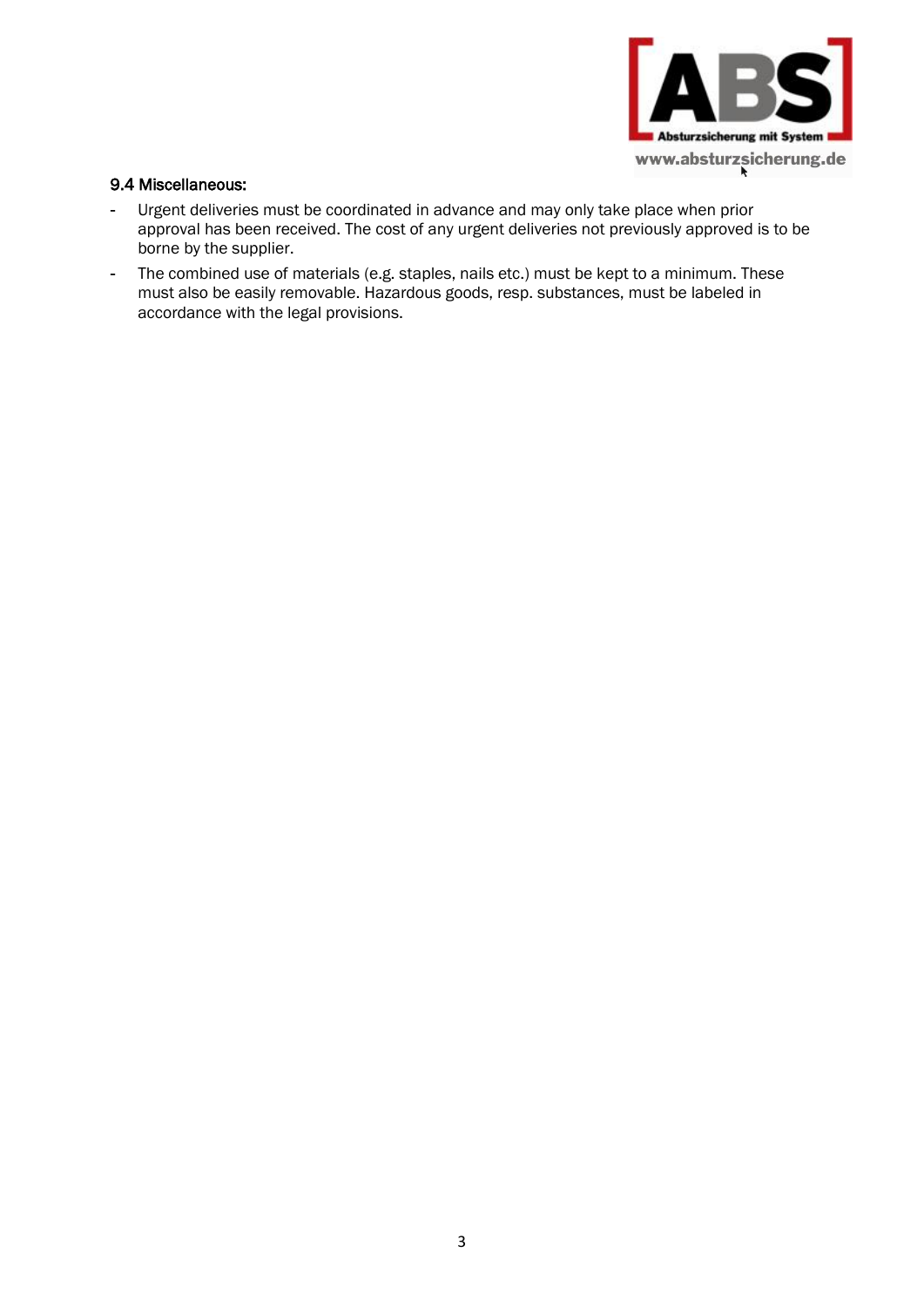### 9.4 Miscellaneous:

- Urgent deliveries must be coordinated in advance and may only take place when prior approval has been received. The cost of any urgent deliveries not previously approved is to be borne by the supplier.
- The combined use of materials (e.g. staples, nails etc.) must be kept to a minimum. These must also be easily removable. Hazardous goods, resp. substances, must be labeled in accordance with the legal provisions.